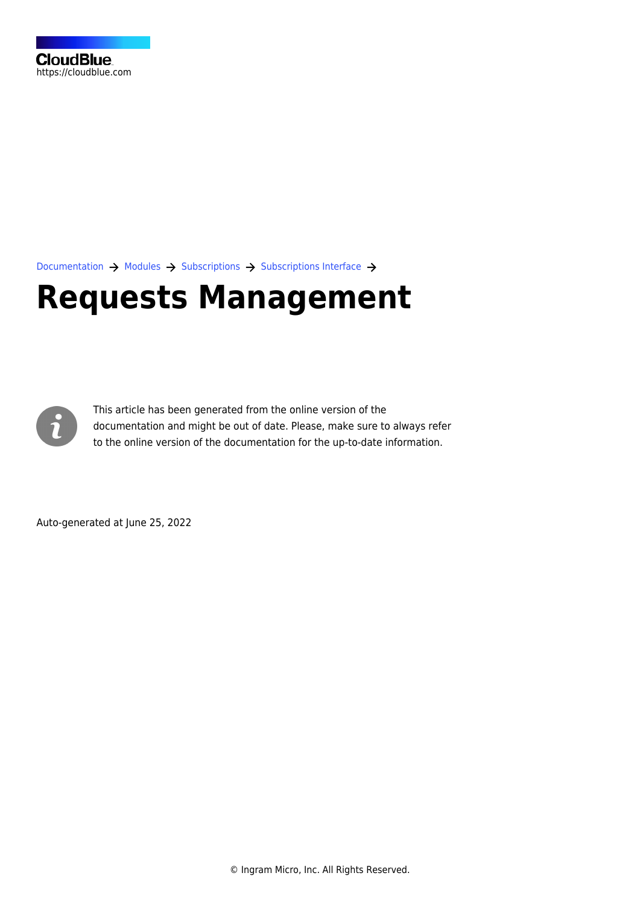CloudBlue
https://cloudblue.com

Documentation → Modules → Subscriptions → Subscriptions Interface →

# Requests Management

This article has been generated from the online version of the documentation and might be out of date. Please, make sure to always refer to the online version of the documentation for the up-to-date information.

Auto-generated at June 25, 2022

© Ingram Micro, Inc. All Rights Reserved.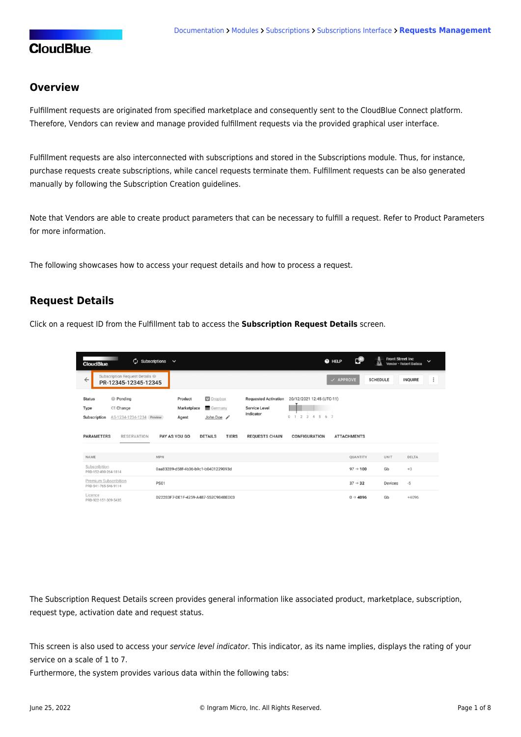Documentation > Modules > Subscriptions > Subscriptions Interface > **Requests Management**

## Overview

Fulfillment requests are originated from specified marketplace and consequently sent to the CloudBlue Connect platform. Therefore, Vendors can review and manage provided fulfillment requests via the provided graphical user interface.

Fulfillment requests are also interconnected with subscriptions and stored in the Subscriptions module. Thus, for instance, purchase requests create subscriptions, while cancel requests terminate them. Fulfillment requests can be also generated manually by following the Subscription Creation guidelines.

Note that Vendors are able to create product parameters that can be necessary to fulfill a request. Refer to Product Parameters for more information.

The following showcases how to access your request details and how to process a request.

## Request Details

Click on a request ID from the Fulfillment tab to access the **Subscription Request Details** screen.

The Subscription Request Details screen provides general information like associated product, marketplace, subscription, request type, activation date and request status.

This screen is also used to access your *service level indicator*. This indicator, as its name implies, displays the rating of your service on a scale of 1 to 7.
Furthermore, the system provides various data within the following tabs: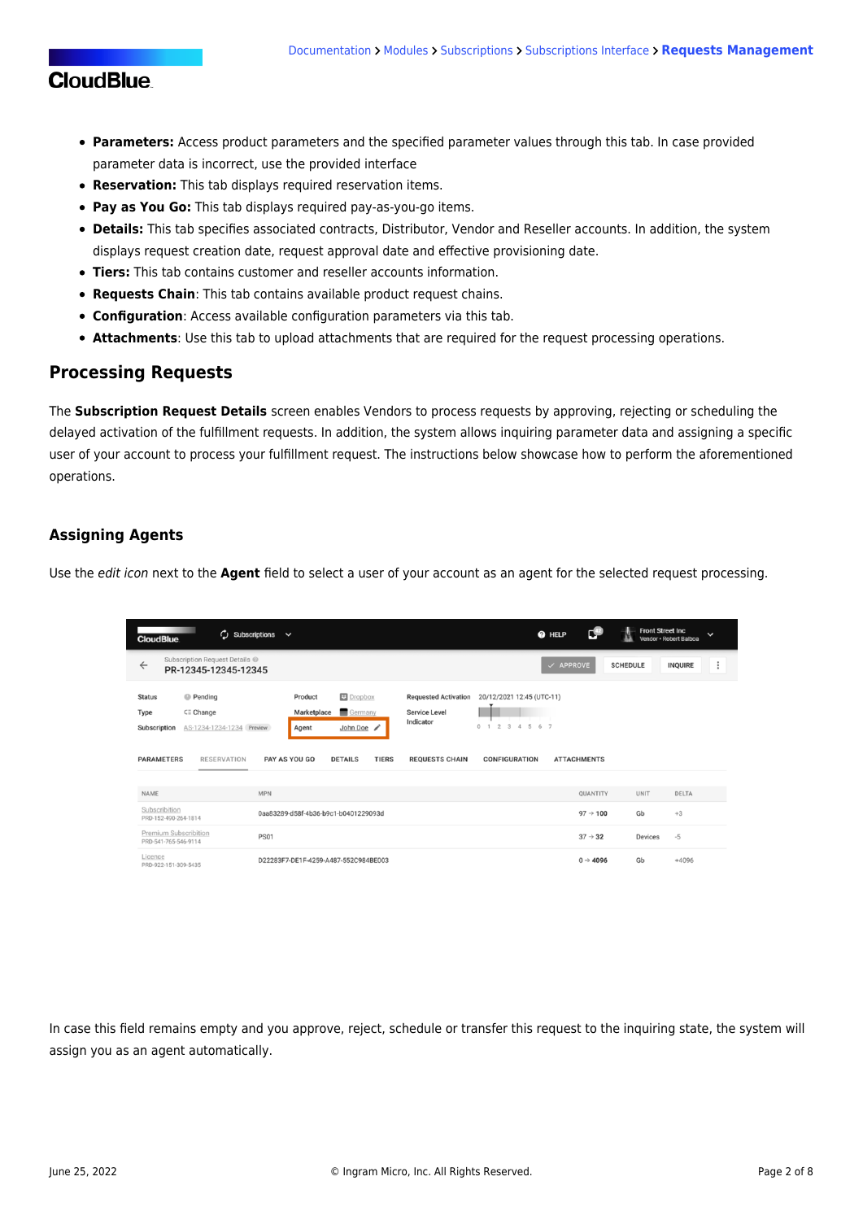- **Parameters:** Access product parameters and the specified parameter values through this tab. In case provided parameter data is incorrect, use the provided interface
- **Reservation:** This tab displays required reservation items.
- **Pay as You Go:** This tab displays required pay-as-you-go items.
- **Details:** This tab specifies associated contracts, Distributor, Vendor and Reseller accounts. In addition, the system displays request creation date, request approval date and effective provisioning date.
- **Tiers:** This tab contains customer and reseller accounts information.
- **Requests Chain**: This tab contains available product request chains.
- **Configuration**: Access available configuration parameters via this tab.
- **Attachments**: Use this tab to upload attachments that are required for the request processing operations.

## Processing Requests

The **Subscription Request Details** screen enables Vendors to process requests by approving, rejecting or scheduling the delayed activation of the fulfillment requests. In addition, the system allows inquiring parameter data and assigning a specific user of your account to process your fulfillment request. The instructions below showcase how to perform the aforementioned operations.

### Assigning Agents

Use the *edit icon* next to the **Agent** field to select a user of your account as an agent for the selected request processing.

In case this field remains empty and you approve, reject, schedule or transfer this request to the inquiring state, the system will assign you as an agent automatically.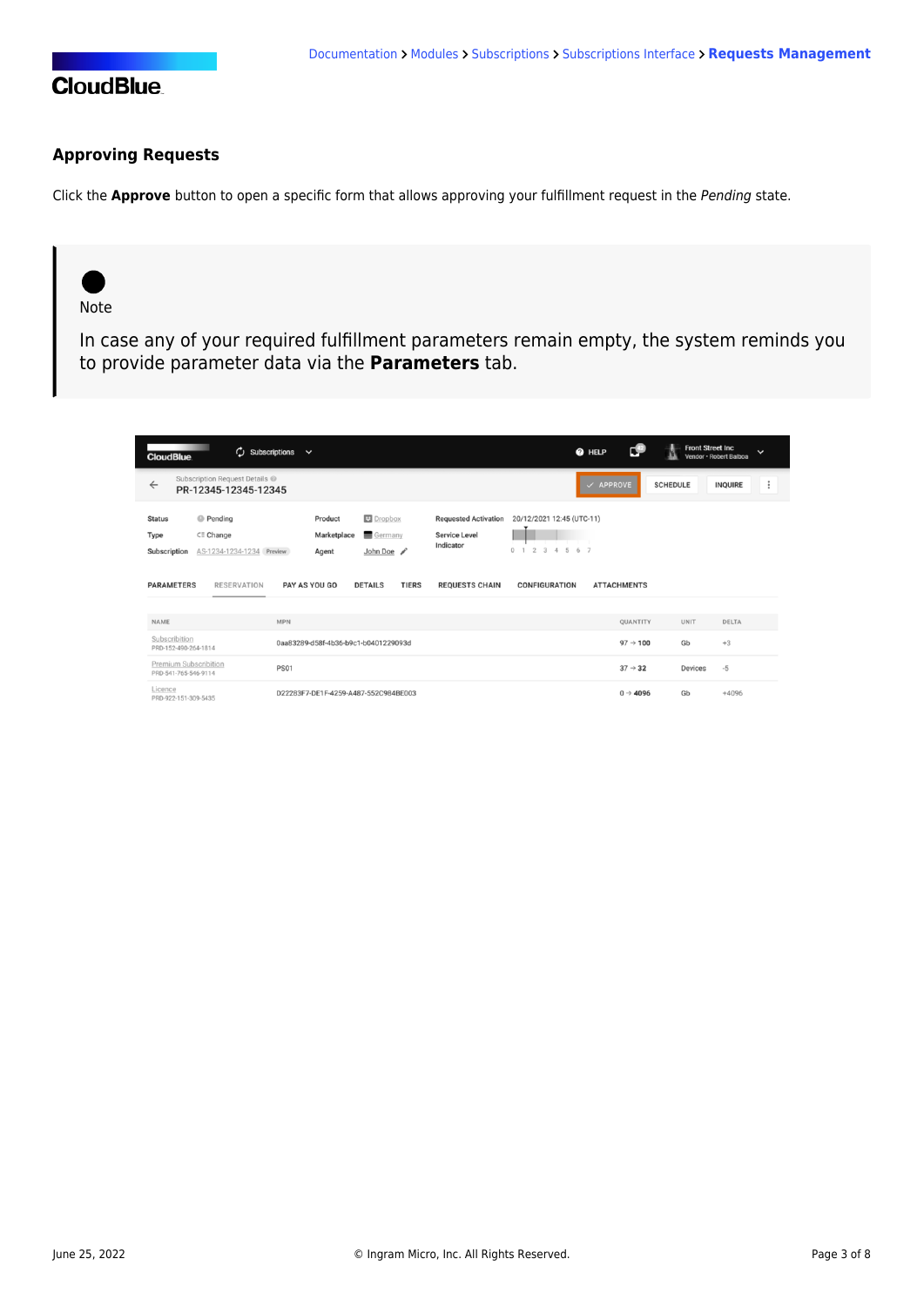## Approving Requests

Click the **Approve** button to open a specific form that allows approving your fulfillment request in the *Pending* state.

> **Note**
>
> In case any of your required fulfillment parameters remain empty, the system reminds you to provide parameter data via the **Parameters** tab.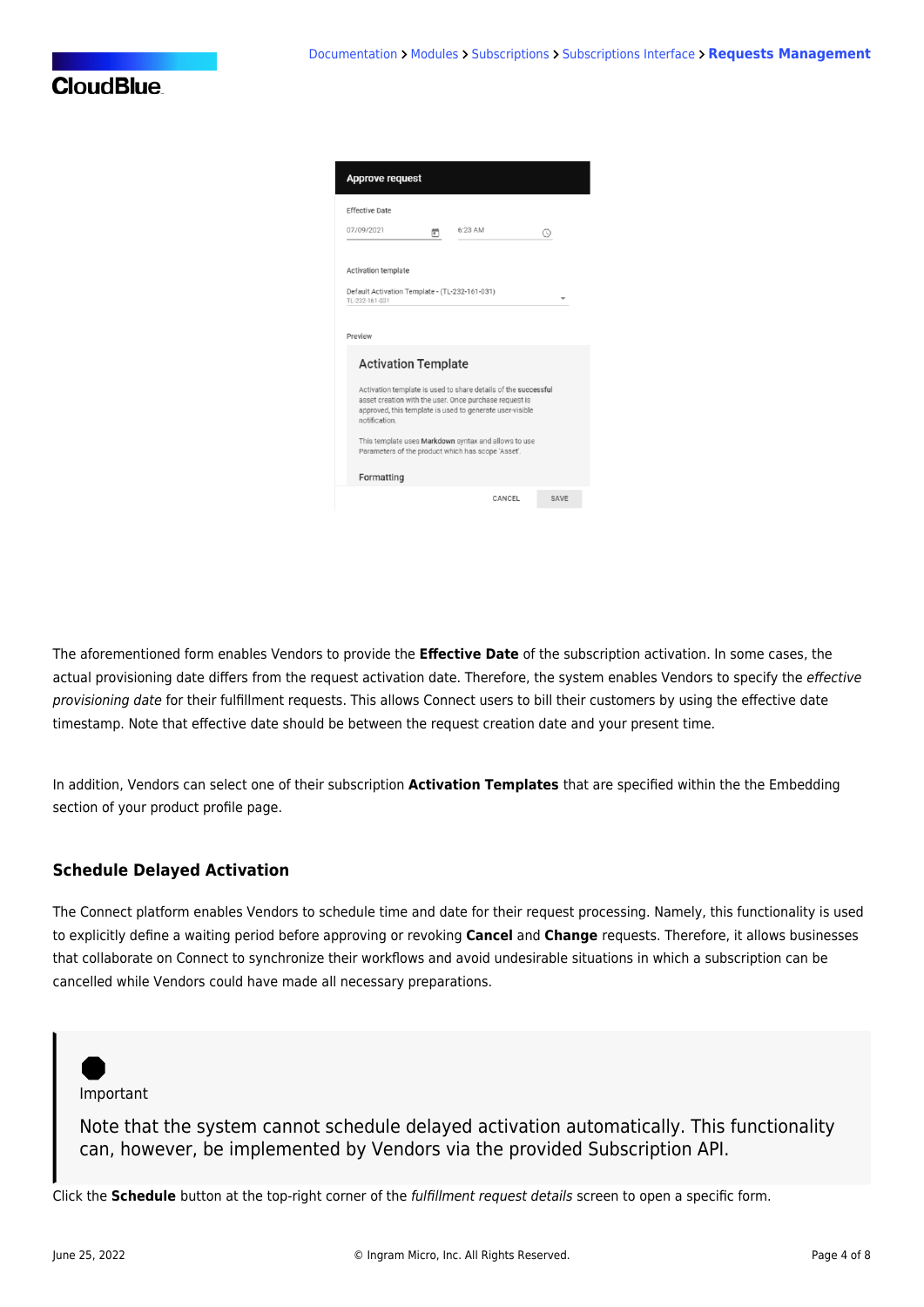The aforementioned form enables Vendors to provide the **Effective Date** of the subscription activation. In some cases, the actual provisioning date differs from the request activation date. Therefore, the system enables Vendors to specify the *effective provisioning date* for their fulfillment requests. This allows Connect users to bill their customers by using the effective date timestamp. Note that effective date should be between the request creation date and your present time.

In addition, Vendors can select one of their subscription **Activation Templates** that are specified within the the Embedding section of your product profile page.

### Schedule Delayed Activation

The Connect platform enables Vendors to schedule time and date for their request processing. Namely, this functionality is used to explicitly define a waiting period before approving or revoking **Cancel** and **Change** requests. Therefore, it allows businesses that collaborate on Connect to synchronize their workflows and avoid undesirable situations in which a subscription can be cancelled while Vendors could have made all necessary preparations.

> Important
>
> Note that the system cannot schedule delayed activation automatically. This functionality can, however, be implemented by Vendors via the provided Subscription API.

Click the **Schedule** button at the top-right corner of the *fulfillment request details* screen to open a specific form.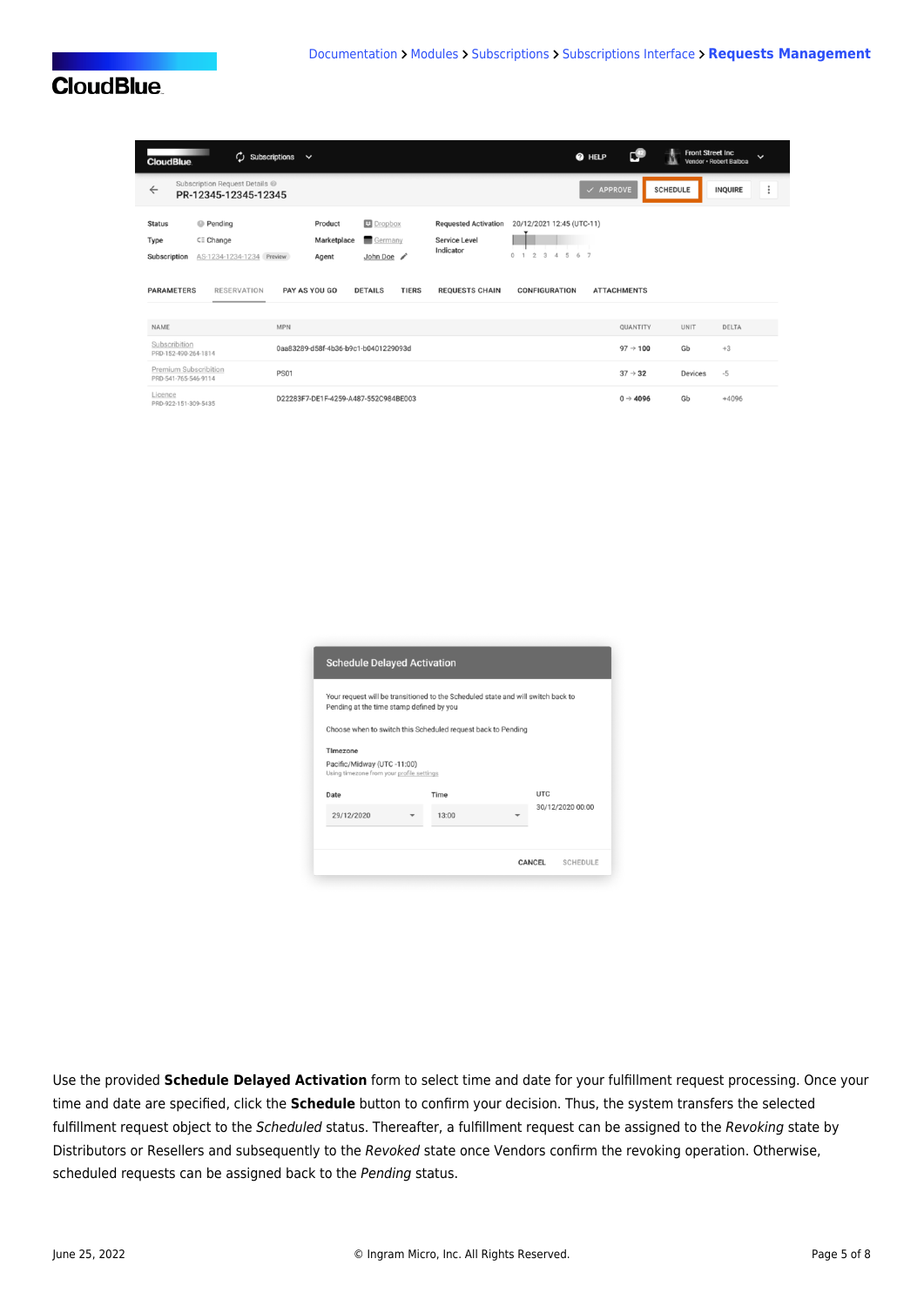Use the provided **Schedule Delayed Activation** form to select time and date for your fulfillment request processing. Once your time and date are specified, click the **Schedule** button to confirm your decision. Thus, the system transfers the selected fulfillment request object to the *Scheduled* status. Thereafter, a fulfillment request can be assigned to the *Revoking* state by Distributors or Resellers and subsequently to the *Revoked* state once Vendors confirm the revoking operation. Otherwise, scheduled requests can be assigned back to the *Pending* status.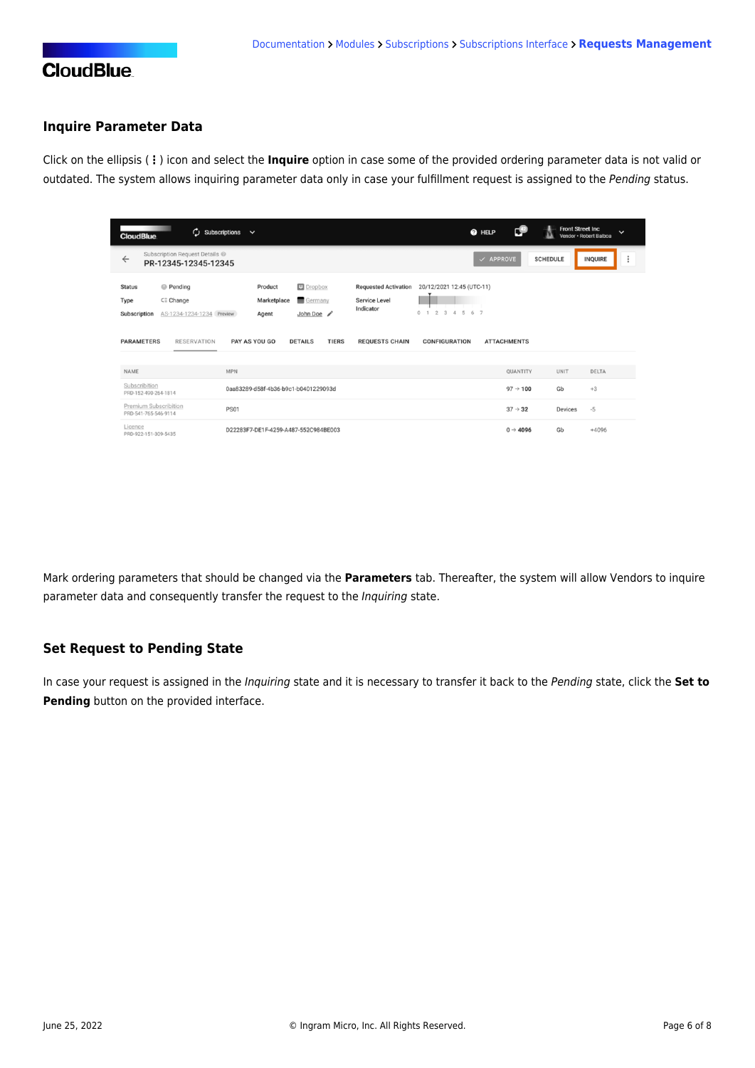### Inquire Parameter Data

Click on the ellipsis ( ⋮ ) icon and select the **Inquire** option in case some of the provided ordering parameter data is not valid or outdated. The system allows inquiring parameter data only in case your fulfillment request is assigned to the *Pending* status.

Mark ordering parameters that should be changed via the **Parameters** tab. Thereafter, the system will allow Vendors to inquire parameter data and consequently transfer the request to the *Inquiring* state.

### Set Request to Pending State

In case your request is assigned in the *Inquiring* state and it is necessary to transfer it back to the *Pending* state, click the **Set to Pending** button on the provided interface.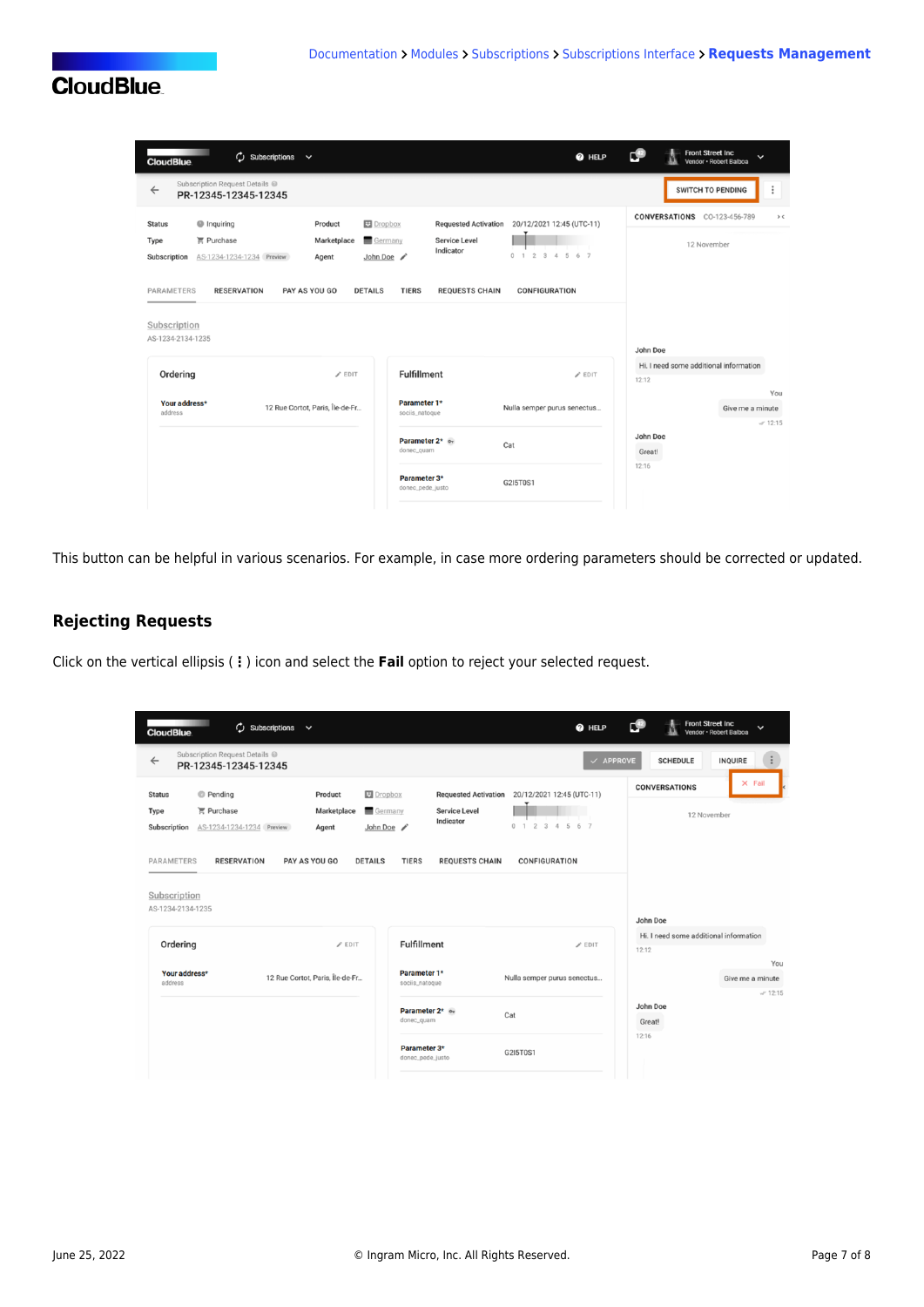This button can be helpful in various scenarios. For example, in case more ordering parameters should be corrected or updated.

### Rejecting Requests

Click on the vertical ellipsis ( ⋮ ) icon and select the **Fail** option to reject your selected request.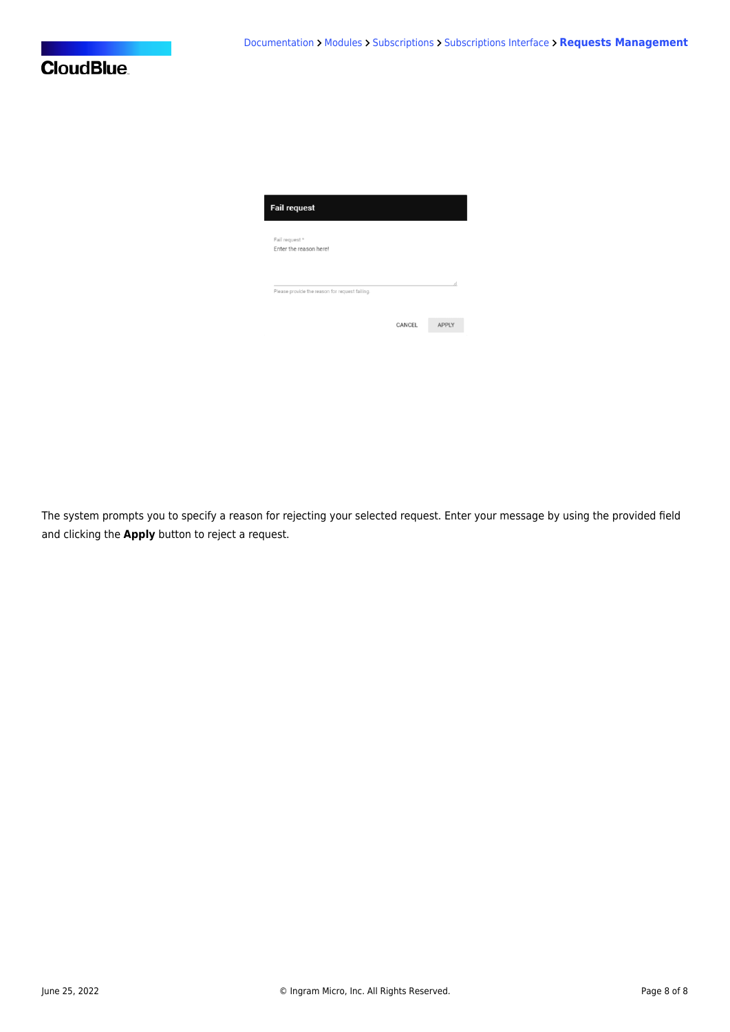The system prompts you to specify a reason for rejecting your selected request. Enter your message by using the provided field and clicking the **Apply** button to reject a request.